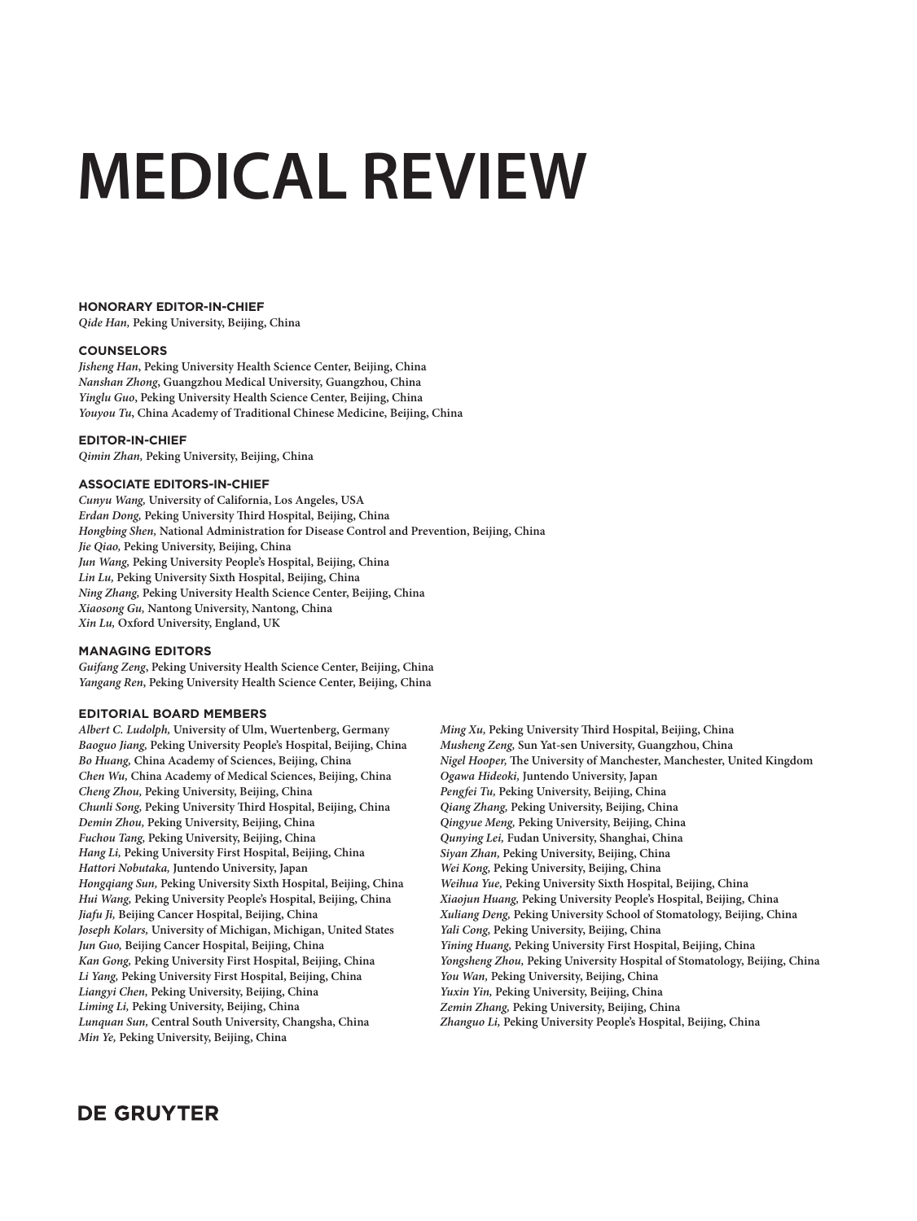# MEDICAL REVIEW

**HONORARY EDITOR-IN-CHIEF**

*Qide Han,* Peking University, Beijing, China

**COUNSELORS**

*Jisheng Han*, Peking University Health Science Center, Beijing, China
*Nanshan Zhong*, Guangzhou Medical University, Guangzhou, China
*Yinglu Guo*, Peking University Health Science Center, Beijing, China
*Youyou Tu*, China Academy of Traditional Chinese Medicine, Beijing, China

**EDITOR-IN-CHIEF**

*Qimin Zhan,* Peking University, Beijing, China

**ASSOCIATE EDITORS-IN-CHIEF**

*Cunyu Wang,* University of California, Los Angeles, USA
*Erdan Dong,* Peking University Third Hospital, Beijing, China
*Hongbing Shen,* National Administration for Disease Control and Prevention, Beijing, China
*Jie Qiao,* Peking University, Beijing, China
*Jun Wang,* Peking University People's Hospital, Beijing, China
*Lin Lu,* Peking University Sixth Hospital, Beijing, China
*Ning Zhang,* Peking University Health Science Center, Beijing, China
*Xiaosong Gu,* Nantong University, Nantong, China
*Xin Lu,* Oxford University, England, UK

**MANAGING EDITORS**

*Guifang Zeng*, Peking University Health Science Center, Beijing, China
*Yangang Ren*, Peking University Health Science Center, Beijing, China

**EDITORIAL BOARD MEMBERS**

*Albert C. Ludolph,* University of Ulm, Wuertenberg, Germany
*Baoguo Jiang,* Peking University People's Hospital, Beijing, China
*Bo Huang,* China Academy of Sciences, Beijing, China
*Chen Wu,* China Academy of Medical Sciences, Beijing, China
*Cheng Zhou,* Peking University, Beijing, China
*Chunli Song,* Peking University Third Hospital, Beijing, China
*Demin Zhou,* Peking University, Beijing, China
*Fuchou Tang,* Peking University, Beijing, China
*Hang Li,* Peking University First Hospital, Beijing, China
*Hattori Nobutaka,* Juntendo University, Japan
*Hongqiang Sun,* Peking University Sixth Hospital, Beijing, China
*Hui Wang,* Peking University People's Hospital, Beijing, China
*Jiafu Ji,* Beijing Cancer Hospital, Beijing, China
*Joseph Kolars,* University of Michigan, Michigan, United States
*Jun Guo,* Beijing Cancer Hospital, Beijing, China
*Kan Gong,* Peking University First Hospital, Beijing, China
*Li Yang,* Peking University First Hospital, Beijing, China
*Liangyi Chen,* Peking University, Beijing, China
*Liming Li,* Peking University, Beijing, China
*Lunquan Sun,* Central South University, Changsha, China
*Min Ye,* Peking University, Beijing, China
*Ming Xu,* Peking University Third Hospital, Beijing, China
*Musheng Zeng,* Sun Yat-sen University, Guangzhou, China
*Nigel Hooper,* The University of Manchester, Manchester, United Kingdom
*Ogawa Hideoki,* Juntendo University, Japan
*Pengfei Tu,* Peking University, Beijing, China
*Qiang Zhang,* Peking University, Beijing, China
*Qingyue Meng,* Peking University, Beijing, China
*Qunying Lei,* Fudan University, Shanghai, China
*Siyan Zhan,* Peking University, Beijing, China
*Wei Kong,* Peking University, Beijing, China
*Weihua Yue,* Peking University Sixth Hospital, Beijing, China
*Xiaojun Huang,* Peking University People's Hospital, Beijing, China
*Xuliang Deng,* Peking University School of Stomatology, Beijing, China
*Yali Cong,* Peking University, Beijing, China
*Yining Huang,* Peking University First Hospital, Beijing, China
*Yongsheng Zhou,* Peking University Hospital of Stomatology, Beijing, China
*You Wan,* Peking University, Beijing, China
*Yuxin Yin,* Peking University, Beijing, China
*Zemin Zhang,* Peking University, Beijing, China
*Zhanguo Li,* Peking University People's Hospital, Beijing, China

**DE GRUYTER**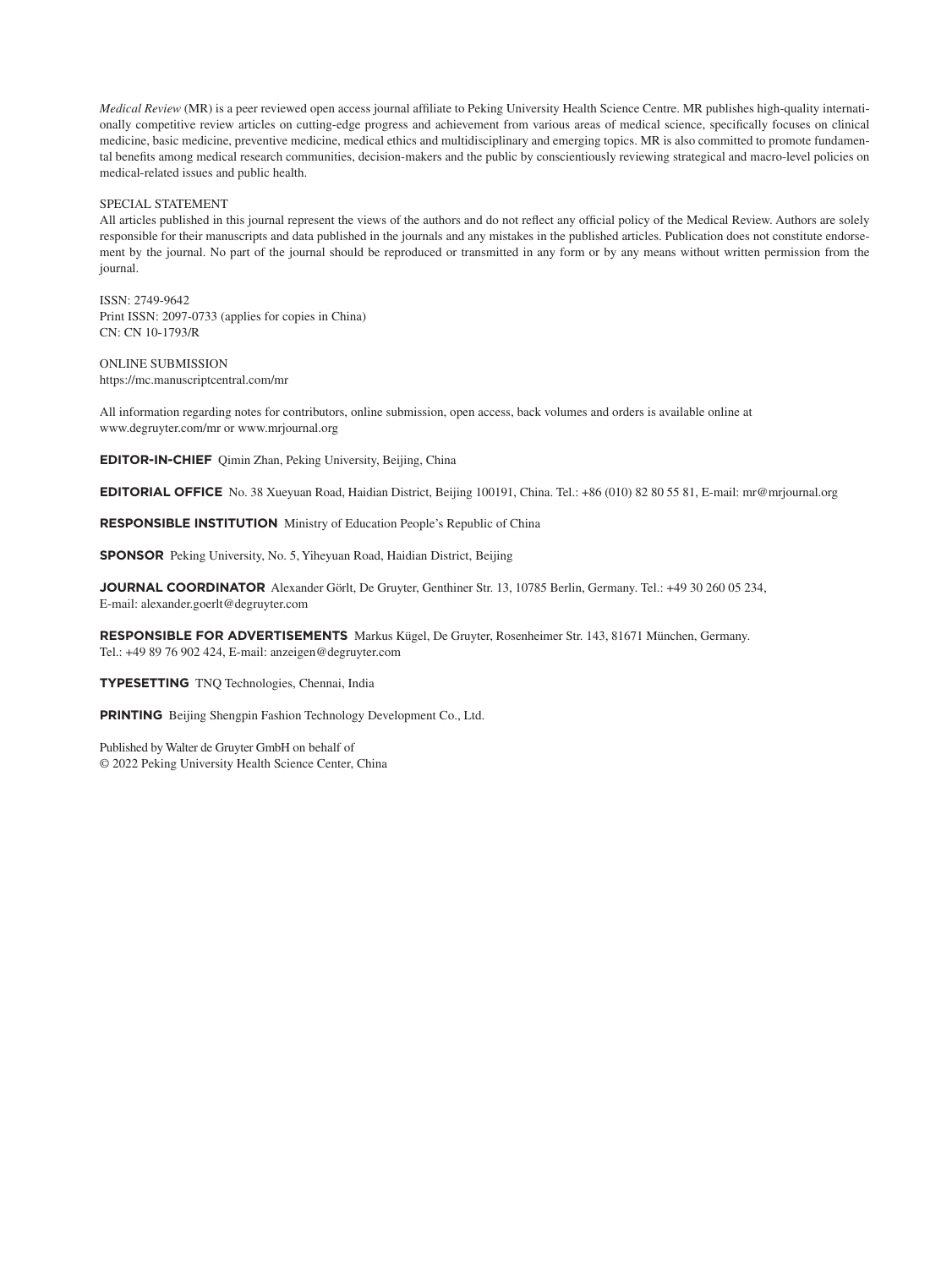*Medical Review* (MR) is a peer reviewed open access journal affiliate to Peking University Health Science Centre. MR publishes high-quality internationally competitive review articles on cutting-edge progress and achievement from various areas of medical science, specifically focuses on clinical medicine, basic medicine, preventive medicine, medical ethics and multidisciplinary and emerging topics. MR is also committed to promote fundamental benefits among medical research communities, decision-makers and the public by conscientiously reviewing strategical and macro-level policies on medical-related issues and public health.

SPECIAL STATEMENT
All articles published in this journal represent the views of the authors and do not reflect any official policy of the Medical Review. Authors are solely responsible for their manuscripts and data published in the journals and any mistakes in the published articles. Publication does not constitute endorsement by the journal. No part of the journal should be reproduced or transmitted in any form or by any means without written permission from the journal.

ISSN: 2749-9642
Print ISSN: 2097-0733 (applies for copies in China)
CN: CN 10-1793/R

ONLINE SUBMISSION
https://mc.manuscriptcentral.com/mr

All information regarding notes for contributors, online submission, open access, back volumes and orders is available online at www.degruyter.com/mr or www.mrjournal.org

**EDITOR-IN-CHIEF** Qimin Zhan, Peking University, Beijing, China

**EDITORIAL OFFICE** No. 38 Xueyuan Road, Haidian District, Beijing 100191, China. Tel.: +86 (010) 82 80 55 81, E-mail: mr@mrjournal.org

**RESPONSIBLE INSTITUTION** Ministry of Education People's Republic of China

**SPONSOR** Peking University, No. 5, Yiheyuan Road, Haidian District, Beijing

**JOURNAL COORDINATOR** Alexander Görlt, De Gruyter, Genthiner Str. 13, 10785 Berlin, Germany. Tel.: +49 30 260 05 234, E-mail: alexander.goerlt@degruyter.com

**RESPONSIBLE FOR ADVERTISEMENTS** Markus Kügel, De Gruyter, Rosenheimer Str. 143, 81671 München, Germany. Tel.: +49 89 76 902 424, E-mail: anzeigen@degruyter.com

**TYPESETTING** TNQ Technologies, Chennai, India

**PRINTING** Beijing Shengpin Fashion Technology Development Co., Ltd.

Published by Walter de Gruyter GmbH on behalf of
© 2022 Peking University Health Science Center, China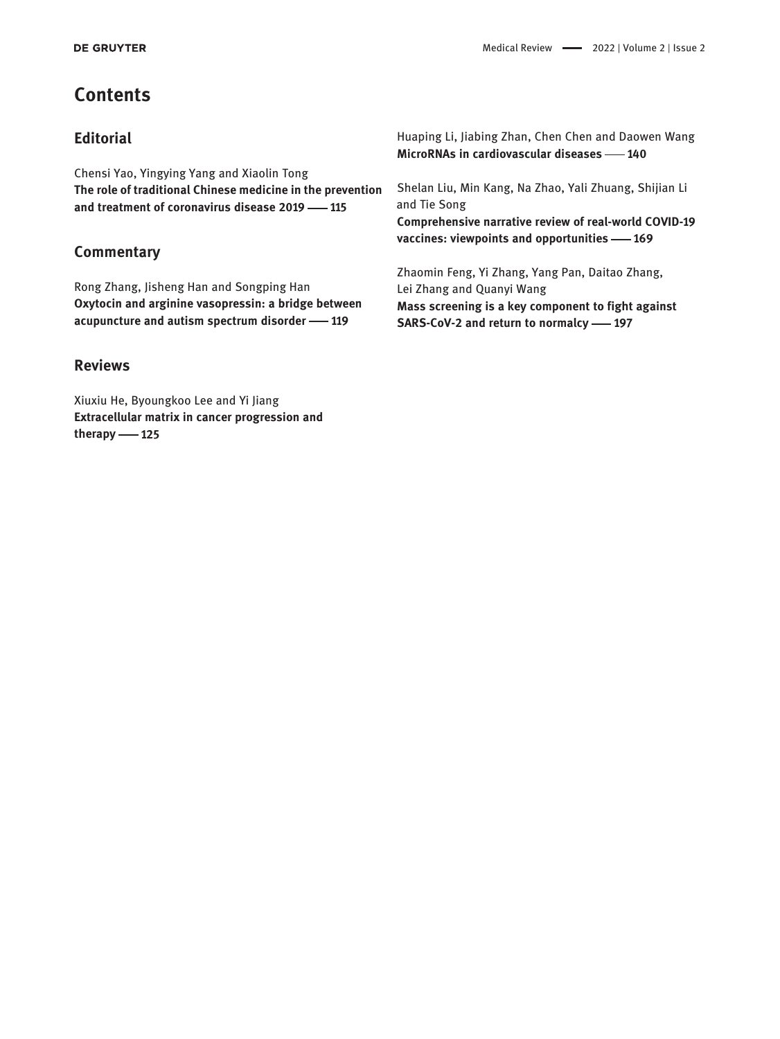# Contents

## Editorial

Chensi Yao, Yingying Yang and Xiaolin Tong
**The role of traditional Chinese medicine in the prevention and treatment of coronavirus disease 2019 —— 115**

## Commentary

Rong Zhang, Jisheng Han and Songping Han
**Oxytocin and arginine vasopressin: a bridge between acupuncture and autism spectrum disorder —— 119**

## Reviews

Xiuxiu He, Byoungkoo Lee and Yi Jiang
**Extracellular matrix in cancer progression and therapy —— 125**

Huaping Li, Jiabing Zhan, Chen Chen and Daowen Wang
**MicroRNAs in cardiovascular diseases —— 140**

Shelan Liu, Min Kang, Na Zhao, Yali Zhuang, Shijian Li and Tie Song
**Comprehensive narrative review of real-world COVID-19 vaccines: viewpoints and opportunities —— 169**

Zhaomin Feng, Yi Zhang, Yang Pan, Daitao Zhang, Lei Zhang and Quanyi Wang
**Mass screening is a key component to fight against SARS-CoV-2 and return to normalcy —— 197**